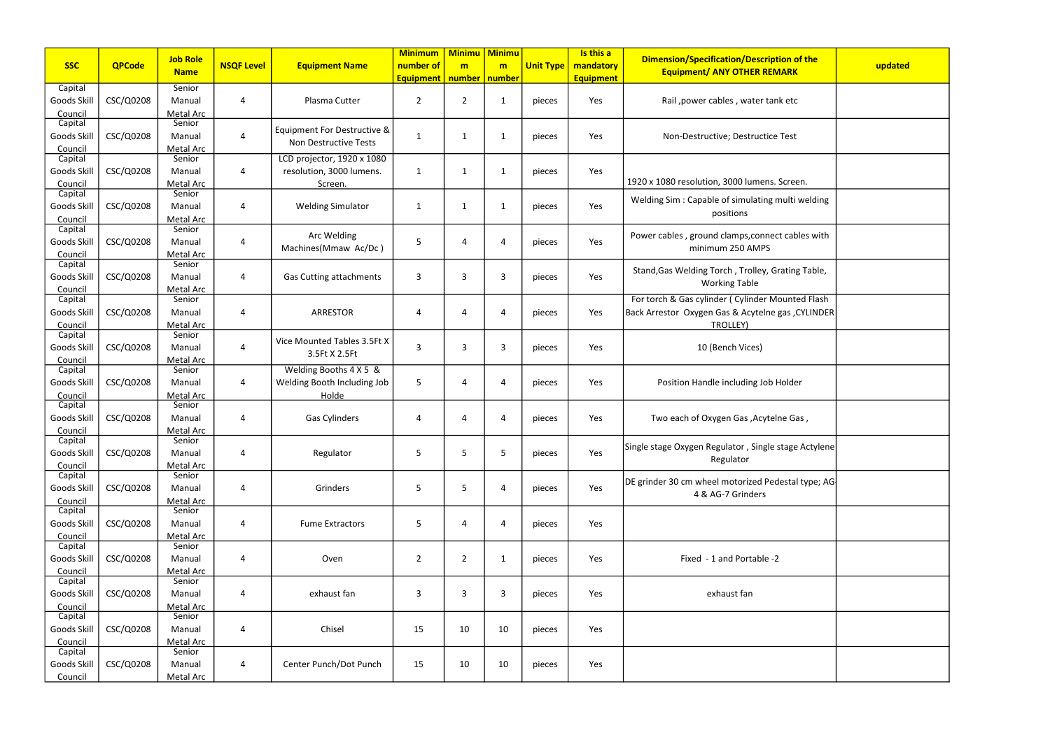| SSC | QPCode | Job Role Name | NSQF Level | Equipment Name | Minimum number of Equipment | Minimum number | Minimum number | Unit Type | Is this a mandatory Equipment | Dimension/Specification/Description of the Equipment/ ANY OTHER REMARK | updated |
|---|---|---|---|---|---|---|---|---|---|---|---|
| Capital Goods Skill Council | CSC/Q0208 | Senior Manual Metal Arc | 4 | Plasma Cutter | 2 | 2 | 1 | pieces | Yes | Rail ,power cables , water tank etc | |
| Capital Goods Skill Council | CSC/Q0208 | Senior Manual Metal Arc | 4 | Equipment For Destructive & Non Destructive Tests | 1 | 1 | 1 | pieces | Yes | Non-Destructive; Destructice Test | |
| Capital Goods Skill Council | CSC/Q0208 | Senior Manual Metal Arc | 4 | LCD projector, 1920 x 1080 resolution, 3000 lumens. Screen. | 1 | 1 | 1 | pieces | Yes | 1920 x 1080 resolution, 3000 lumens. Screen. | |
| Capital Goods Skill Council | CSC/Q0208 | Senior Manual Metal Arc | 4 | Welding Simulator | 1 | 1 | 1 | pieces | Yes | Welding Sim : Capable of simulating multi welding positions | |
| Capital Goods Skill Council | CSC/Q0208 | Senior Manual Metal Arc | 4 | Arc Welding Machines(Mmaw Ac/Dc ) | 5 | 4 | 4 | pieces | Yes | Power cables , ground clamps,connect cables with minimum 250 AMPS | |
| Capital Goods Skill Council | CSC/Q0208 | Senior Manual Metal Arc | 4 | Gas Cutting attachments | 3 | 3 | 3 | pieces | Yes | Stand,Gas Welding Torch , Trolley, Grating Table, Working Table | |
| Capital Goods Skill Council | CSC/Q0208 | Senior Manual Metal Arc | 4 | ARRESTOR | 4 | 4 | 4 | pieces | Yes | For torch & Gas cylinder ( Cylinder Mounted Flash Back Arrestor Oxygen Gas & Acytelne gas ,CYLINDER TROLLEY) | |
| Capital Goods Skill Council | CSC/Q0208 | Senior Manual Metal Arc | 4 | Vice Mounted Tables 3.5Ft X 3.5Ft X 2.5Ft | 3 | 3 | 3 | pieces | Yes | 10 (Bench Vices) | |
| Capital Goods Skill Council | CSC/Q0208 | Senior Manual Metal Arc | 4 | Welding Booths 4 X 5 & Welding Booth Including Job Holde | 5 | 4 | 4 | pieces | Yes | Position Handle including Job Holder | |
| Capital Goods Skill Council | CSC/Q0208 | Senior Manual Metal Arc | 4 | Gas Cylinders | 4 | 4 | 4 | pieces | Yes | Two each of Oxygen Gas ,Acytelne Gas , | |
| Capital Goods Skill Council | CSC/Q0208 | Senior Manual Metal Arc | 4 | Regulator | 5 | 5 | 5 | pieces | Yes | Single stage Oxygen Regulator , Single stage Actylene Regulator | |
| Capital Goods Skill Council | CSC/Q0208 | Senior Manual Metal Arc | 4 | Grinders | 5 | 5 | 4 | pieces | Yes | DE grinder 30 cm wheel motorized Pedestal type; AG-4 & AG-7 Grinders | |
| Capital Goods Skill Council | CSC/Q0208 | Senior Manual Metal Arc | 4 | Fume Extractors | 5 | 4 | 4 | pieces | Yes | | |
| Capital Goods Skill Council | CSC/Q0208 | Senior Manual Metal Arc | 4 | Oven | 2 | 2 | 1 | pieces | Yes | Fixed - 1 and Portable -2 | |
| Capital Goods Skill Council | CSC/Q0208 | Senior Manual Metal Arc | 4 | exhaust fan | 3 | 3 | 3 | pieces | Yes | exhaust fan | |
| Capital Goods Skill Council | CSC/Q0208 | Senior Manual Metal Arc | 4 | Chisel | 15 | 10 | 10 | pieces | Yes | | |
| Capital Goods Skill Council | CSC/Q0208 | Senior Manual Metal Arc | 4 | Center Punch/Dot Punch | 15 | 10 | 10 | pieces | Yes | | |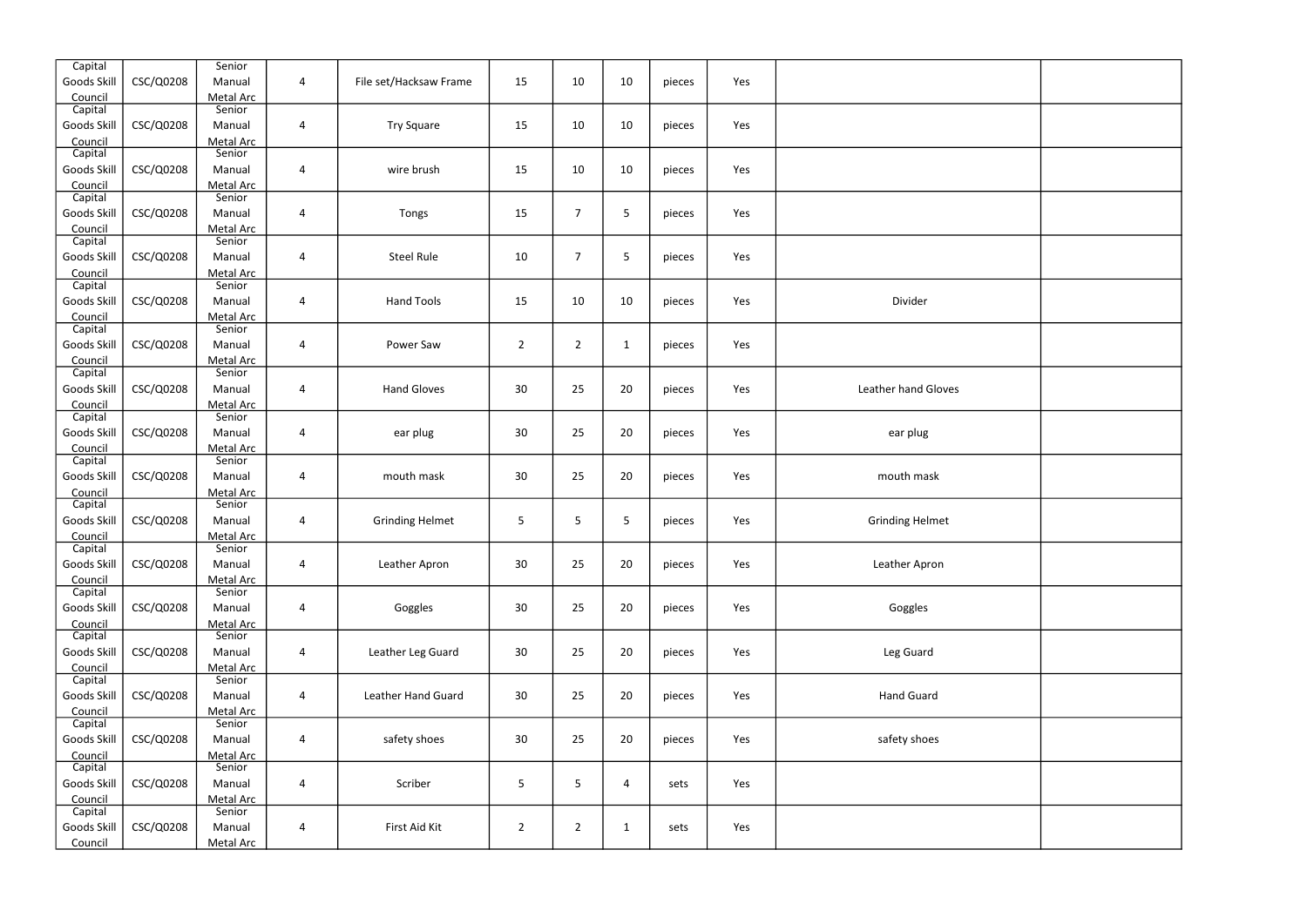| | | | | | | | | | | | |
|---|---|---|---|---|---|---|---|---|---|---|---|
| Capital Goods Skill Council | CSC/Q0208 | Senior Manual Metal Arc | 4 | File set/Hacksaw Frame | 15 | 10 | 10 | pieces | Yes | | |
| Capital Goods Skill Council | CSC/Q0208 | Senior Manual Metal Arc | 4 | Try Square | 15 | 10 | 10 | pieces | Yes | | |
| Capital Goods Skill Council | CSC/Q0208 | Senior Manual Metal Arc | 4 | wire brush | 15 | 10 | 10 | pieces | Yes | | |
| Capital Goods Skill Council | CSC/Q0208 | Senior Manual Metal Arc | 4 | Tongs | 15 | 7 | 5 | pieces | Yes | | |
| Capital Goods Skill Council | CSC/Q0208 | Senior Manual Metal Arc | 4 | Steel Rule | 10 | 7 | 5 | pieces | Yes | | |
| Capital Goods Skill Council | CSC/Q0208 | Senior Manual Metal Arc | 4 | Hand Tools | 15 | 10 | 10 | pieces | Yes | Divider | |
| Capital Goods Skill Council | CSC/Q0208 | Senior Manual Metal Arc | 4 | Power Saw | 2 | 2 | 1 | pieces | Yes | | |
| Capital Goods Skill Council | CSC/Q0208 | Senior Manual Metal Arc | 4 | Hand Gloves | 30 | 25 | 20 | pieces | Yes | Leather hand Gloves | |
| Capital Goods Skill Council | CSC/Q0208 | Senior Manual Metal Arc | 4 | ear plug | 30 | 25 | 20 | pieces | Yes | ear plug | |
| Capital Goods Skill Council | CSC/Q0208 | Senior Manual Metal Arc | 4 | mouth mask | 30 | 25 | 20 | pieces | Yes | mouth mask | |
| Capital Goods Skill Council | CSC/Q0208 | Senior Manual Metal Arc | 4 | Grinding Helmet | 5 | 5 | 5 | pieces | Yes | Grinding Helmet | |
| Capital Goods Skill Council | CSC/Q0208 | Senior Manual Metal Arc | 4 | Leather Apron | 30 | 25 | 20 | pieces | Yes | Leather Apron | |
| Capital Goods Skill Council | CSC/Q0208 | Senior Manual Metal Arc | 4 | Goggles | 30 | 25 | 20 | pieces | Yes | Goggles | |
| Capital Goods Skill Council | CSC/Q0208 | Senior Manual Metal Arc | 4 | Leather Leg Guard | 30 | 25 | 20 | pieces | Yes | Leg Guard | |
| Capital Goods Skill Council | CSC/Q0208 | Senior Manual Metal Arc | 4 | Leather Hand Guard | 30 | 25 | 20 | pieces | Yes | Hand Guard | |
| Capital Goods Skill Council | CSC/Q0208 | Senior Manual Metal Arc | 4 | safety shoes | 30 | 25 | 20 | pieces | Yes | safety shoes | |
| Capital Goods Skill Council | CSC/Q0208 | Senior Manual Metal Arc | 4 | Scriber | 5 | 5 | 4 | sets | Yes | | |
| Capital Goods Skill Council | CSC/Q0208 | Senior Manual Metal Arc | 4 | First Aid Kit | 2 | 2 | 1 | sets | Yes | | |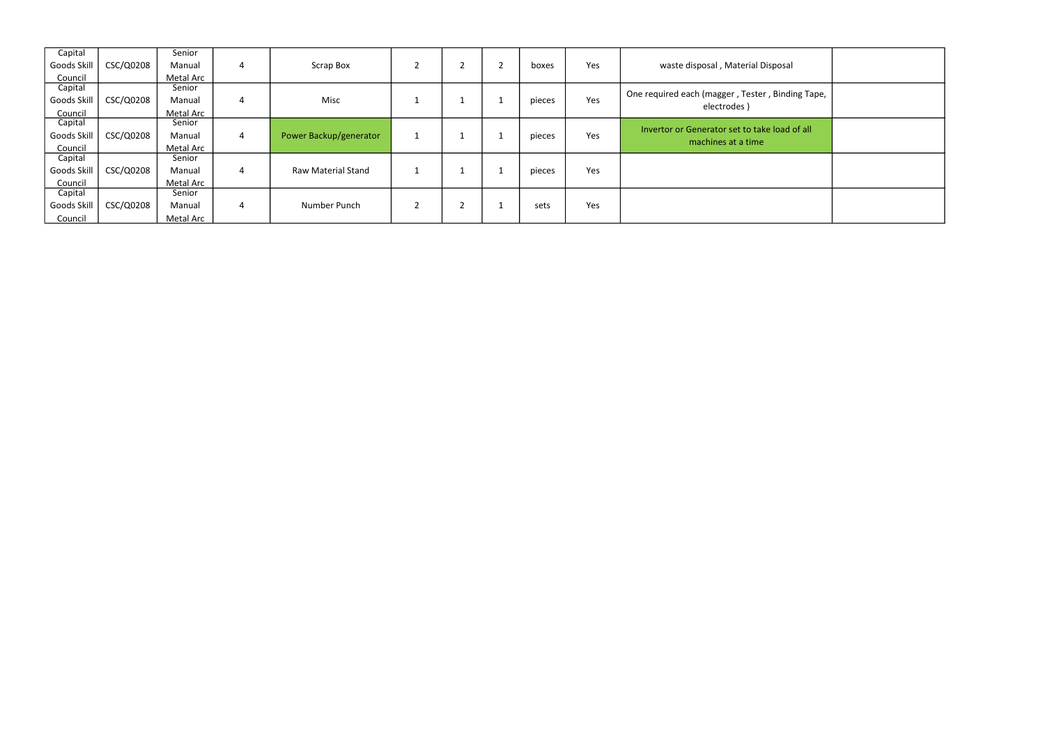| | | | | | | | | | | | |
|---|---|---|---|---|---|---|---|---|---|---|---|
| Capital Goods Skill Council | CSC/Q0208 | Senior Manual Metal Arc | 4 | Scrap Box | 2 | 2 | 2 | boxes | Yes | waste disposal , Material Disposal | |
| Capital Goods Skill Council | CSC/Q0208 | Senior Manual Metal Arc | 4 | Misc | 1 | 1 | 1 | pieces | Yes | One required each (magger , Tester , Binding Tape, electrodes ) | |
| Capital Goods Skill Council | CSC/Q0208 | Senior Manual Metal Arc | 4 | Power Backup/generator | 1 | 1 | 1 | pieces | Yes | Invertor or Generator set to take load of all machines at a time | |
| Capital Goods Skill Council | CSC/Q0208 | Senior Manual Metal Arc | 4 | Raw Material Stand | 1 | 1 | 1 | pieces | Yes | | |
| Capital Goods Skill Council | CSC/Q0208 | Senior Manual Metal Arc | 4 | Number Punch | 2 | 2 | 1 | sets | Yes | | |